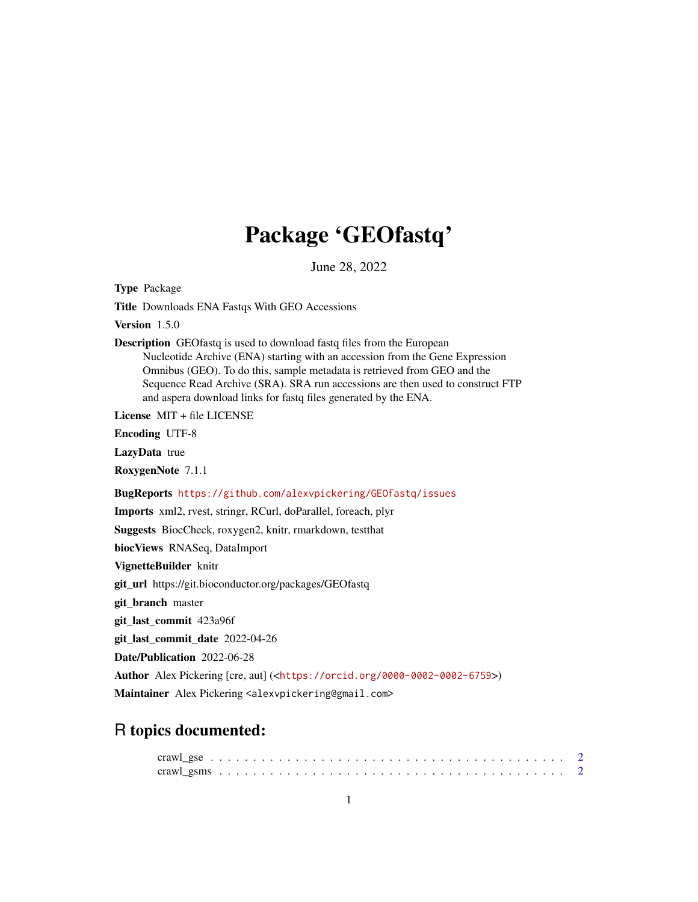# Package 'GEOfastq'

June 28, 2022

**Type** Package

**Title** Downloads ENA Fastqs With GEO Accessions

**Version** 1.5.0

**Description** GEOfastq is used to download fastq files from the European Nucleotide Archive (ENA) starting with an accession from the Gene Expression Omnibus (GEO). To do this, sample metadata is retrieved from GEO and the Sequence Read Archive (SRA). SRA run accessions are then used to construct FTP and aspera download links for fastq files generated by the ENA.

**License** MIT + file LICENSE

**Encoding** UTF-8

**LazyData** true

**RoxygenNote** 7.1.1

**BugReports** https://github.com/alexvpickering/GEOfastq/issues

**Imports** xml2, rvest, stringr, RCurl, doParallel, foreach, plyr

**Suggests** BiocCheck, roxygen2, knitr, rmarkdown, testthat

**biocViews** RNASeq, DataImport

**VignetteBuilder** knitr

**git_url** https://git.bioconductor.org/packages/GEOfastq

**git_branch** master

**git_last_commit** 423a96f

**git_last_commit_date** 2022-04-26

**Date/Publication** 2022-06-28

**Author** Alex Pickering [cre, aut] (<https://orcid.org/0000-0002-0002-6759>)

**Maintainer** Alex Pickering <alexvpickering@gmail.com>

## R topics documented:

- crawl_gse . . . . . . . . . . . . . . . . . . . . . . . . . . . . . . . . . . . . . . . . 2
- crawl_gsms . . . . . . . . . . . . . . . . . . . . . . . . . . . . . . . . . . . . . . . 2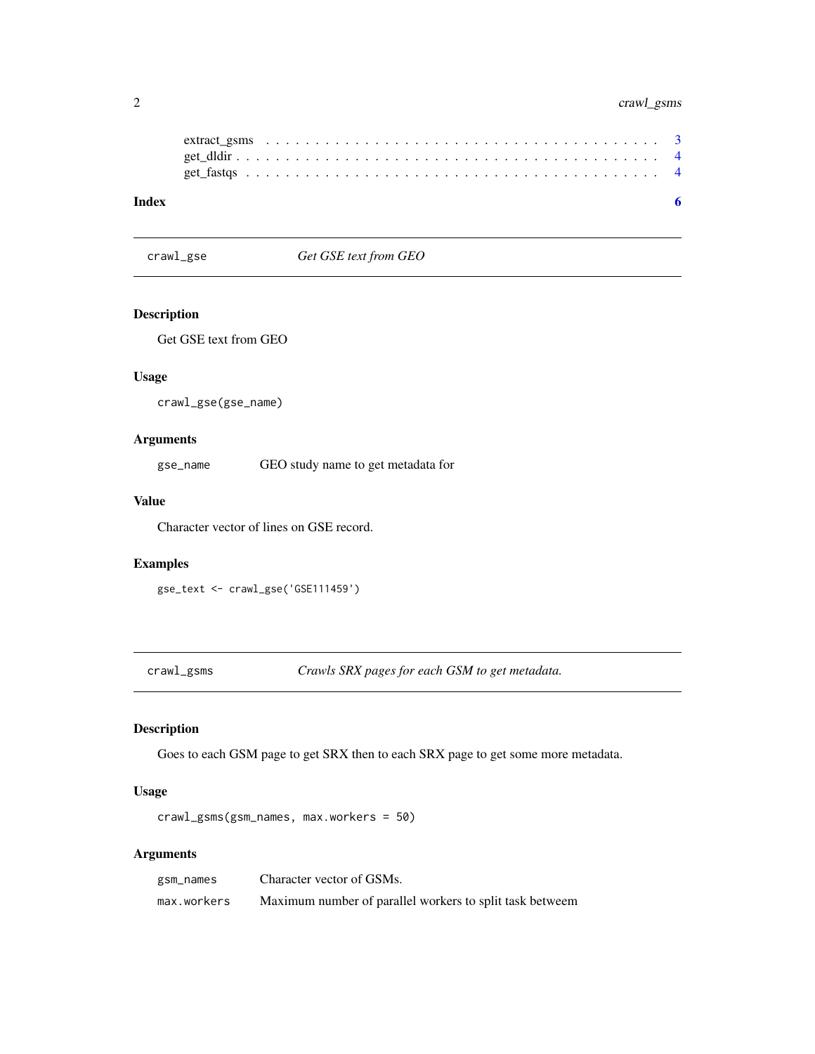extract_gsms . . . . . . . . . . . . . . . . . . . . . . . . . . . . . . . . . . . . . . 3
get_dldir . . . . . . . . . . . . . . . . . . . . . . . . . . . . . . . . . . . . . . . . 4
get_fastqs . . . . . . . . . . . . . . . . . . . . . . . . . . . . . . . . . . . . . . . 4

**Index** **6**

---

## crawl_gse — *Get GSE text from GEO*

---

### Description

Get GSE text from GEO

### Usage

```
crawl_gse(gse_name)
```

### Arguments

| | |
|---|---|
| `gse_name` | GEO study name to get metadata for |

### Value

Character vector of lines on GSE record.

### Examples

```
gse_text <- crawl_gse('GSE111459')
```

---

## crawl_gsms — *Crawls SRX pages for each GSM to get metadata.*

---

### Description

Goes to each GSM page to get SRX then to each SRX page to get some more metadata.

### Usage

```
crawl_gsms(gsm_names, max.workers = 50)
```

### Arguments

| | |
|---|---|
| `gsm_names` | Character vector of GSMs. |
| `max.workers` | Maximum number of parallel workers to split task betweem |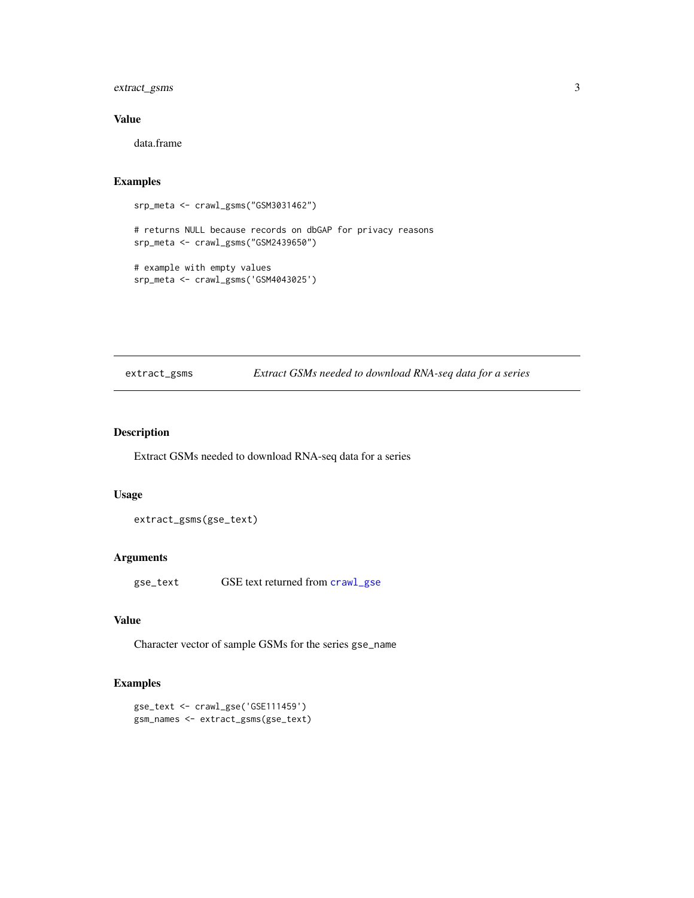## Value

data.frame

## Examples

```
srp_meta <- crawl_gsms("GSM3031462")

# returns NULL because records on dbGAP for privacy reasons
srp_meta <- crawl_gsms("GSM2439650")

# example with empty values
srp_meta <- crawl_gsms('GSM4043025')
```

---

# extract_gsms *Extract GSMs needed to download RNA-seq data for a series*

---

## Description

Extract GSMs needed to download RNA-seq data for a series

## Usage

```
extract_gsms(gse_text)
```

## Arguments

| | |
|---|---|
| gse_text | GSE text returned from crawl_gse |

## Value

Character vector of sample GSMs for the series gse_name

## Examples

```
gse_text <- crawl_gse('GSE111459')
gsm_names <- extract_gsms(gse_text)
```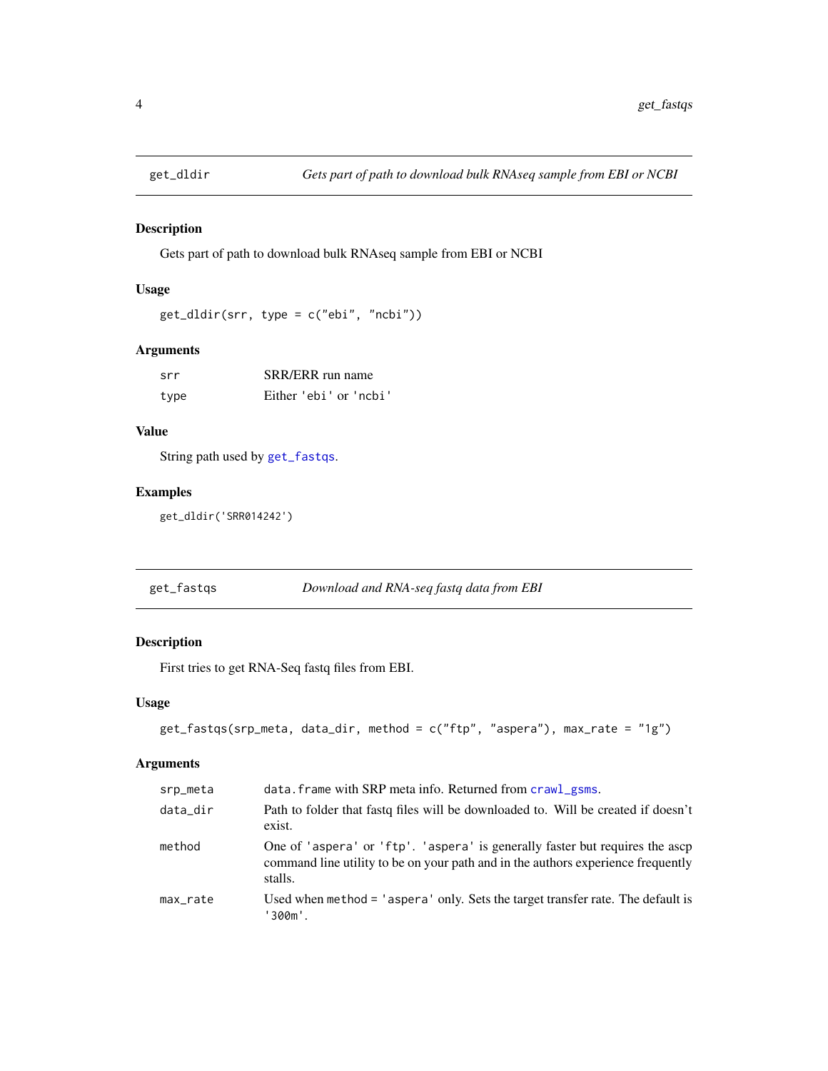## get_dldir — *Gets part of path to download bulk RNAseq sample from EBI or NCBI*

### Description

Gets part of path to download bulk RNAseq sample from EBI or NCBI

### Usage

```
get_dldir(srr, type = c("ebi", "ncbi"))
```

### Arguments

| | |
|---|---|
| `srr` | SRR/ERR run name |
| `type` | Either `'ebi'` or `'ncbi'` |

### Value

String path used by `get_fastqs`.

### Examples

```
get_dldir('SRR014242')
```

## get_fastqs — *Download and RNA-seq fastq data from EBI*

### Description

First tries to get RNA-Seq fastq files from EBI.

### Usage

```
get_fastqs(srp_meta, data_dir, method = c("ftp", "aspera"), max_rate = "1g")
```

### Arguments

| | |
|---|---|
| `srp_meta` | `data.frame` with SRP meta info. Returned from `crawl_gsms`. |
| `data_dir` | Path to folder that fastq files will be downloaded to. Will be created if doesn't exist. |
| `method` | One of `'aspera'` or `'ftp'`. `'aspera'` is generally faster but requires the ascp command line utility to be on your path and in the authors experience frequently stalls. |
| `max_rate` | Used when `method = 'aspera'` only. Sets the target transfer rate. The default is `'300m'`. |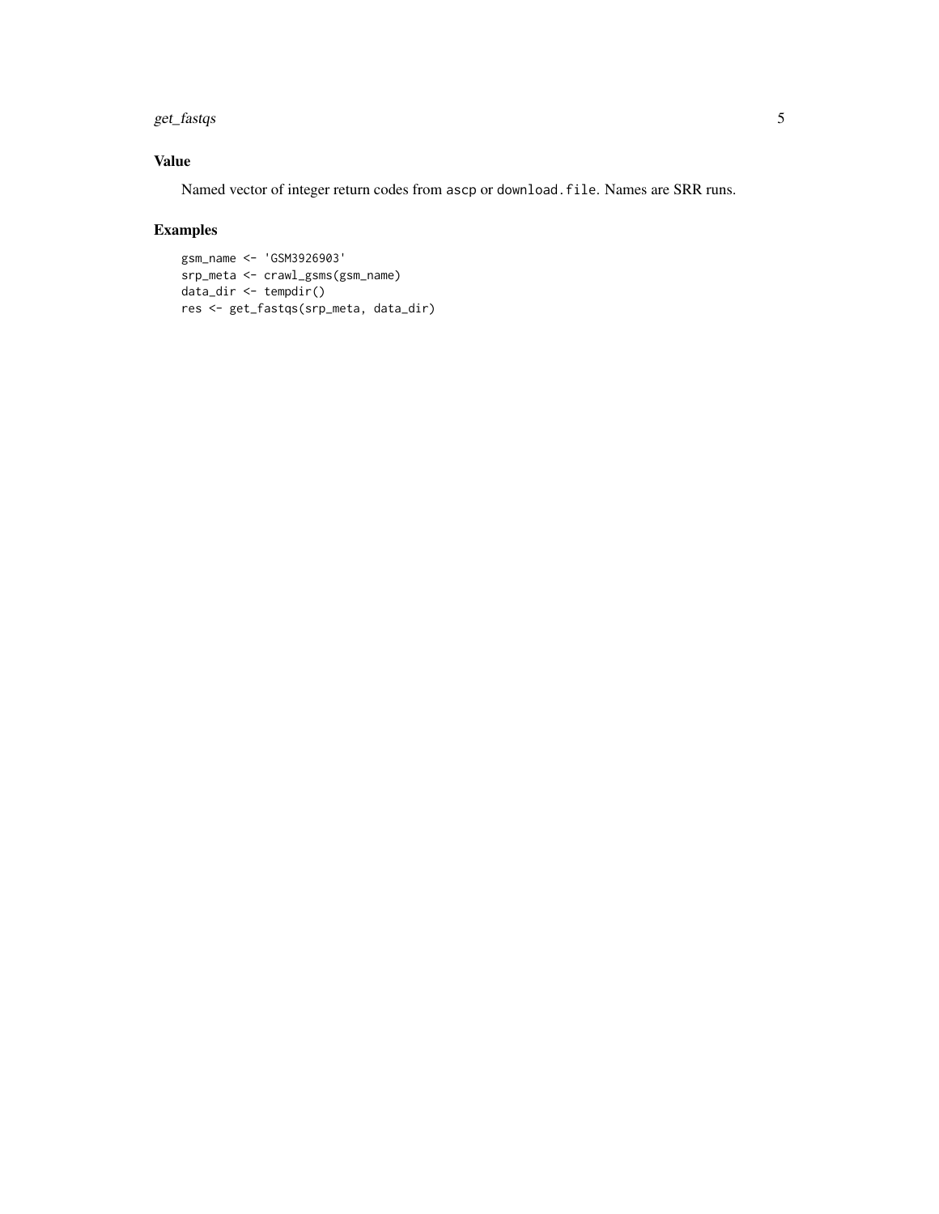## Value

Named vector of integer return codes from `ascp` or `download.file`. Names are SRR runs.

## Examples

```
gsm_name <- 'GSM3926903'
srp_meta <- crawl_gsms(gsm_name)
data_dir <- tempdir()
res <- get_fastqs(srp_meta, data_dir)
```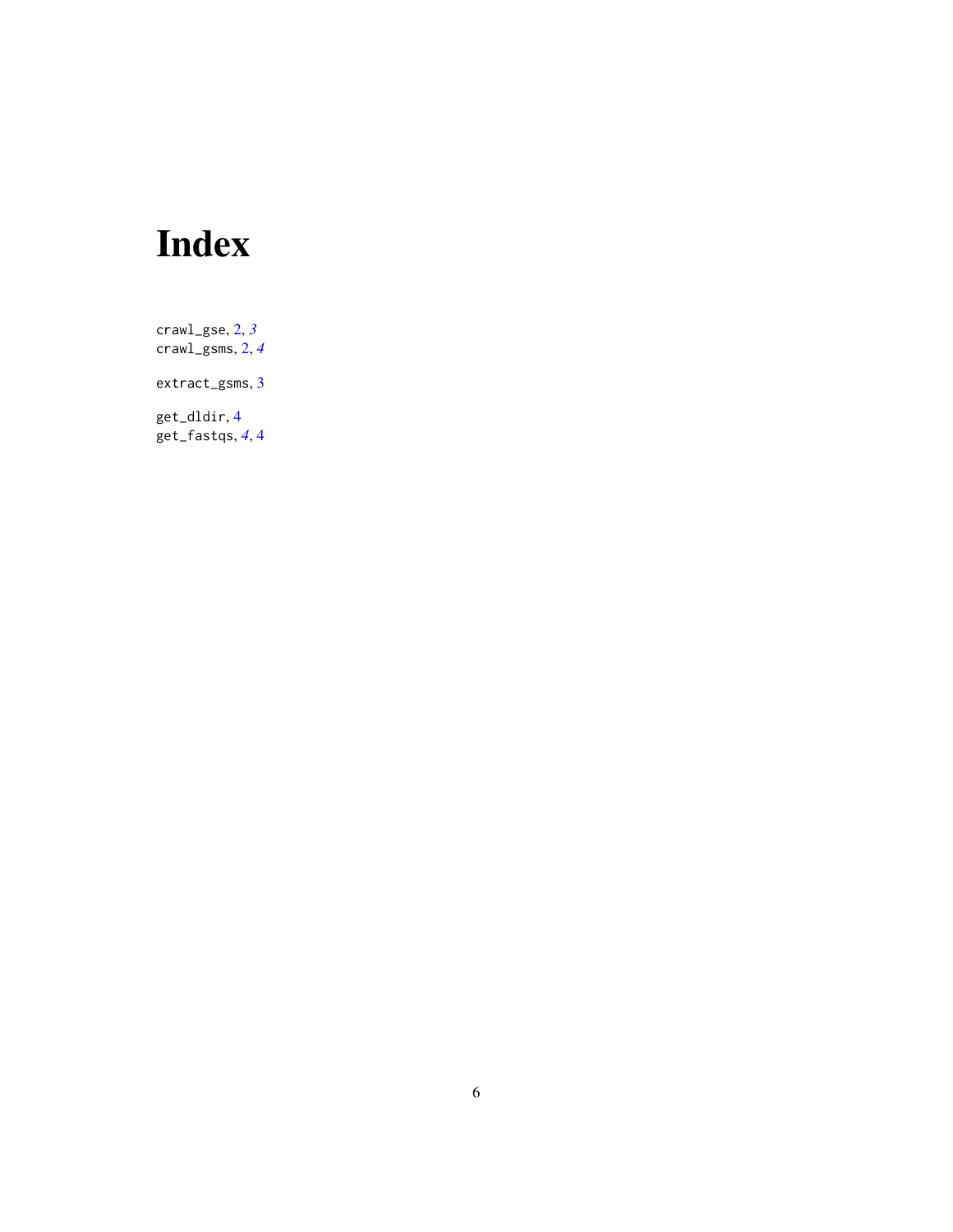# Index

crawl_gse, 2, *3*
crawl_gsms, 2, *4*

extract_gsms, 3

get_dldir, 4
get_fastqs, *4*, 4